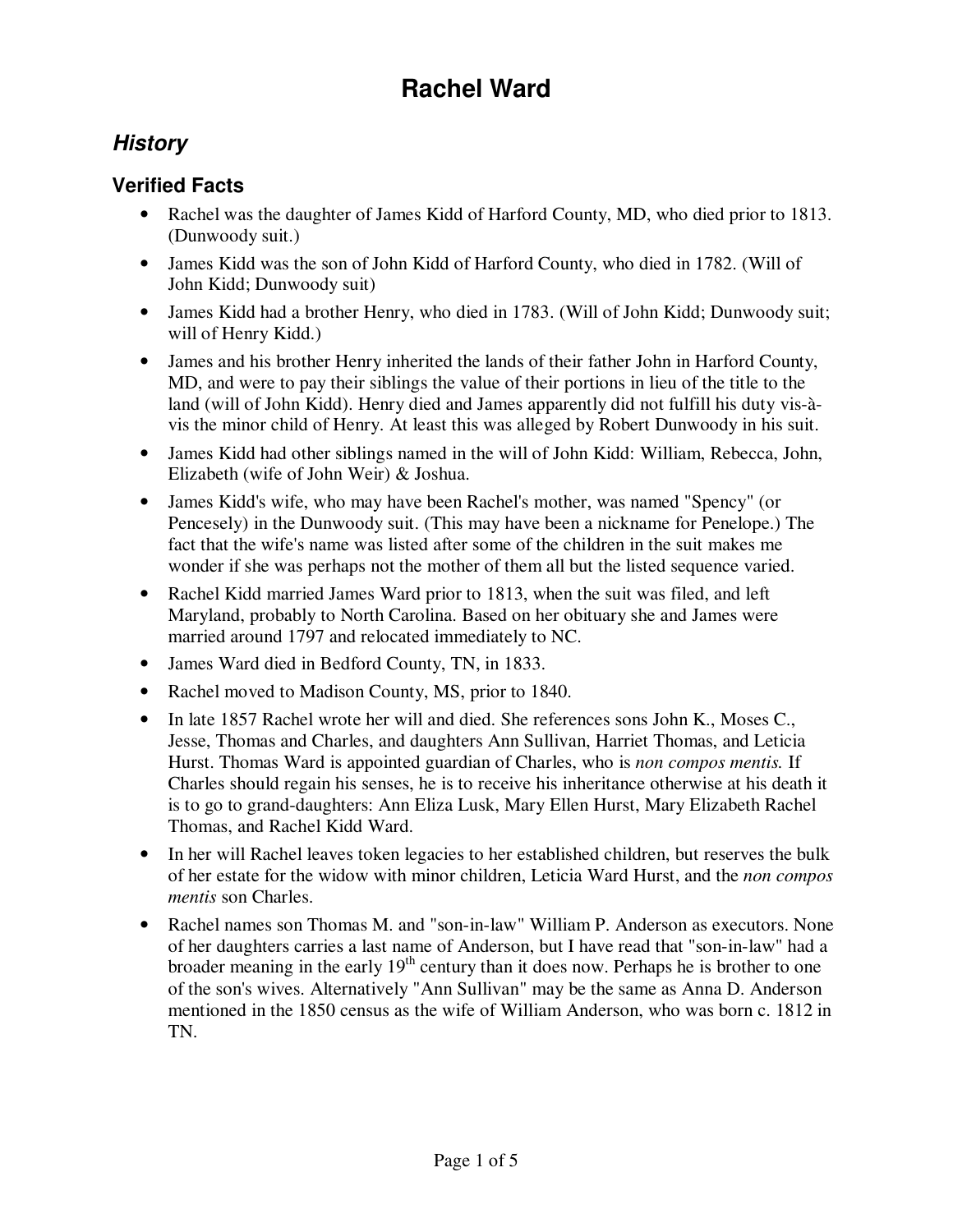# Rachel Ward

## *History*

### Verified Facts

- Rachel was the daughter of James Kidd of Harford County, MD, who died prior to 1813. (Dunwoody suit.)
- James Kidd was the son of John Kidd of Harford County, who died in 1782. (Will of John Kidd; Dunwoody suit)
- James Kidd had a brother Henry, who died in 1783. (Will of John Kidd; Dunwoody suit; will of Henry Kidd.)
- James and his brother Henry inherited the lands of their father John in Harford County, MD, and were to pay their siblings the value of their portions in lieu of the title to the land (will of John Kidd). Henry died and James apparently did not fulfill his duty vis-à-vis the minor child of Henry. At least this was alleged by Robert Dunwoody in his suit.
- James Kidd had other siblings named in the will of John Kidd: William, Rebecca, John, Elizabeth (wife of John Weir) & Joshua.
- James Kidd's wife, who may have been Rachel's mother, was named "Spency" (or Pencesely) in the Dunwoody suit. (This may have been a nickname for Penelope.) The fact that the wife's name was listed after some of the children in the suit makes me wonder if she was perhaps not the mother of them all but the listed sequence varied.
- Rachel Kidd married James Ward prior to 1813, when the suit was filed, and left Maryland, probably to North Carolina. Based on her obituary she and James were married around 1797 and relocated immediately to NC.
- James Ward died in Bedford County, TN, in 1833.
- Rachel moved to Madison County, MS, prior to 1840.
- In late 1857 Rachel wrote her will and died. She references sons John K., Moses C., Jesse, Thomas and Charles, and daughters Ann Sullivan, Harriet Thomas, and Leticia Hurst. Thomas Ward is appointed guardian of Charles, who is *non compos mentis.* If Charles should regain his senses, he is to receive his inheritance otherwise at his death it is to go to grand-daughters: Ann Eliza Lusk, Mary Ellen Hurst, Mary Elizabeth Rachel Thomas, and Rachel Kidd Ward.
- In her will Rachel leaves token legacies to her established children, but reserves the bulk of her estate for the widow with minor children, Leticia Ward Hurst, and the *non compos mentis* son Charles.
- Rachel names son Thomas M. and "son-in-law" William P. Anderson as executors. None of her daughters carries a last name of Anderson, but I have read that "son-in-law" had a broader meaning in the early 19th century than it does now. Perhaps he is brother to one of the son's wives. Alternatively "Ann Sullivan" may be the same as Anna D. Anderson mentioned in the 1850 census as the wife of William Anderson, who was born c. 1812 in TN.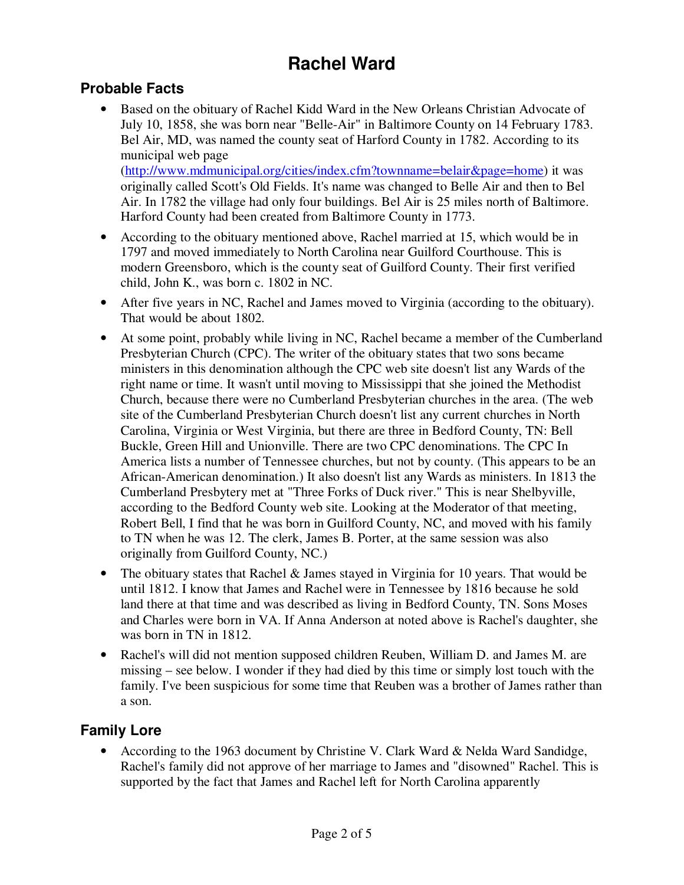# Rachel Ward

## Probable Facts

- Based on the obituary of Rachel Kidd Ward in the New Orleans Christian Advocate of July 10, 1858, she was born near "Belle-Air" in Baltimore County on 14 February 1783. Bel Air, MD, was named the county seat of Harford County in 1782. According to its municipal web page ([http://www.mdmunicipal.org/cities/index.cfm?townname=belair&page=home](http://www.mdmunicipal.org/cities/index.cfm?townname=belair&page=home)) it was originally called Scott's Old Fields. It's name was changed to Belle Air and then to Bel Air. In 1782 the village had only four buildings. Bel Air is 25 miles north of Baltimore. Harford County had been created from Baltimore County in 1773.
- According to the obituary mentioned above, Rachel married at 15, which would be in 1797 and moved immediately to North Carolina near Guilford Courthouse. This is modern Greensboro, which is the county seat of Guilford County. Their first verified child, John K., was born c. 1802 in NC.
- After five years in NC, Rachel and James moved to Virginia (according to the obituary). That would be about 1802.
- At some point, probably while living in NC, Rachel became a member of the Cumberland Presbyterian Church (CPC). The writer of the obituary states that two sons became ministers in this denomination although the CPC web site doesn't list any Wards of the right name or time. It wasn't until moving to Mississippi that she joined the Methodist Church, because there were no Cumberland Presbyterian churches in the area. (The web site of the Cumberland Presbyterian Church doesn't list any current churches in North Carolina, Virginia or West Virginia, but there are three in Bedford County, TN: Bell Buckle, Green Hill and Unionville. There are two CPC denominations. The CPC In America lists a number of Tennessee churches, but not by county. (This appears to be an African-American denomination.) It also doesn't list any Wards as ministers. In 1813 the Cumberland Presbytery met at "Three Forks of Duck river." This is near Shelbyville, according to the Bedford County web site. Looking at the Moderator of that meeting, Robert Bell, I find that he was born in Guilford County, NC, and moved with his family to TN when he was 12. The clerk, James B. Porter, at the same session was also originally from Guilford County, NC.)
- The obituary states that Rachel & James stayed in Virginia for 10 years. That would be until 1812. I know that James and Rachel were in Tennessee by 1816 because he sold land there at that time and was described as living in Bedford County, TN. Sons Moses and Charles were born in VA. If Anna Anderson at noted above is Rachel's daughter, she was born in TN in 1812.
- Rachel's will did not mention supposed children Reuben, William D. and James M. are missing – see below. I wonder if they had died by this time or simply lost touch with the family. I've been suspicious for some time that Reuben was a brother of James rather than a son.

## Family Lore

- According to the 1963 document by Christine V. Clark Ward & Nelda Ward Sandidge, Rachel's family did not approve of her marriage to James and "disowned" Rachel. This is supported by the fact that James and Rachel left for North Carolina apparently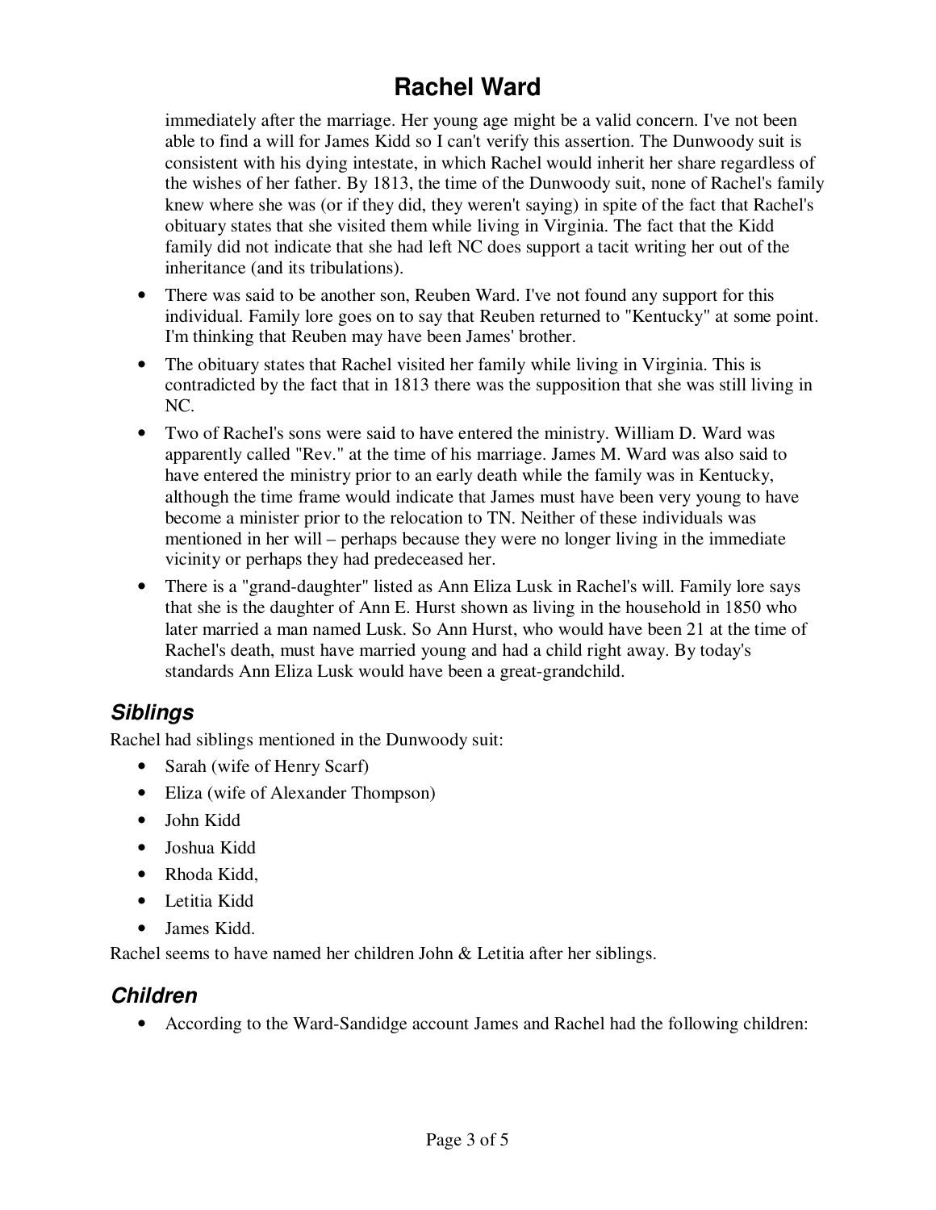immediately after the marriage. Her young age might be a valid concern. I've not been able to find a will for James Kidd so I can't verify this assertion. The Dunwoody suit is consistent with his dying intestate, in which Rachel would inherit her share regardless of the wishes of her father. By 1813, the time of the Dunwoody suit, none of Rachel's family knew where she was (or if they did, they weren't saying) in spite of the fact that Rachel's obituary states that she visited them while living in Virginia. The fact that the Kidd family did not indicate that she had left NC does support a tacit writing her out of the inheritance (and its tribulations).

- There was said to be another son, Reuben Ward. I've not found any support for this individual. Family lore goes on to say that Reuben returned to "Kentucky" at some point. I'm thinking that Reuben may have been James' brother.
- The obituary states that Rachel visited her family while living in Virginia. This is contradicted by the fact that in 1813 there was the supposition that she was still living in NC.
- Two of Rachel's sons were said to have entered the ministry. William D. Ward was apparently called "Rev." at the time of his marriage. James M. Ward was also said to have entered the ministry prior to an early death while the family was in Kentucky, although the time frame would indicate that James must have been very young to have become a minister prior to the relocation to TN. Neither of these individuals was mentioned in her will – perhaps because they were no longer living in the immediate vicinity or perhaps they had predeceased her.
- There is a "grand-daughter" listed as Ann Eliza Lusk in Rachel's will. Family lore says that she is the daughter of Ann E. Hurst shown as living in the household in 1850 who later married a man named Lusk. So Ann Hurst, who would have been 21 at the time of Rachel's death, must have married young and had a child right away. By today's standards Ann Eliza Lusk would have been a great-grandchild.

## *Siblings*

Rachel had siblings mentioned in the Dunwoody suit:

- Sarah (wife of Henry Scarf)
- Eliza (wife of Alexander Thompson)
- John Kidd
- Joshua Kidd
- Rhoda Kidd,
- Letitia Kidd
- James Kidd.

Rachel seems to have named her children John & Letitia after her siblings.

## *Children*

- According to the Ward-Sandidge account James and Rachel had the following children: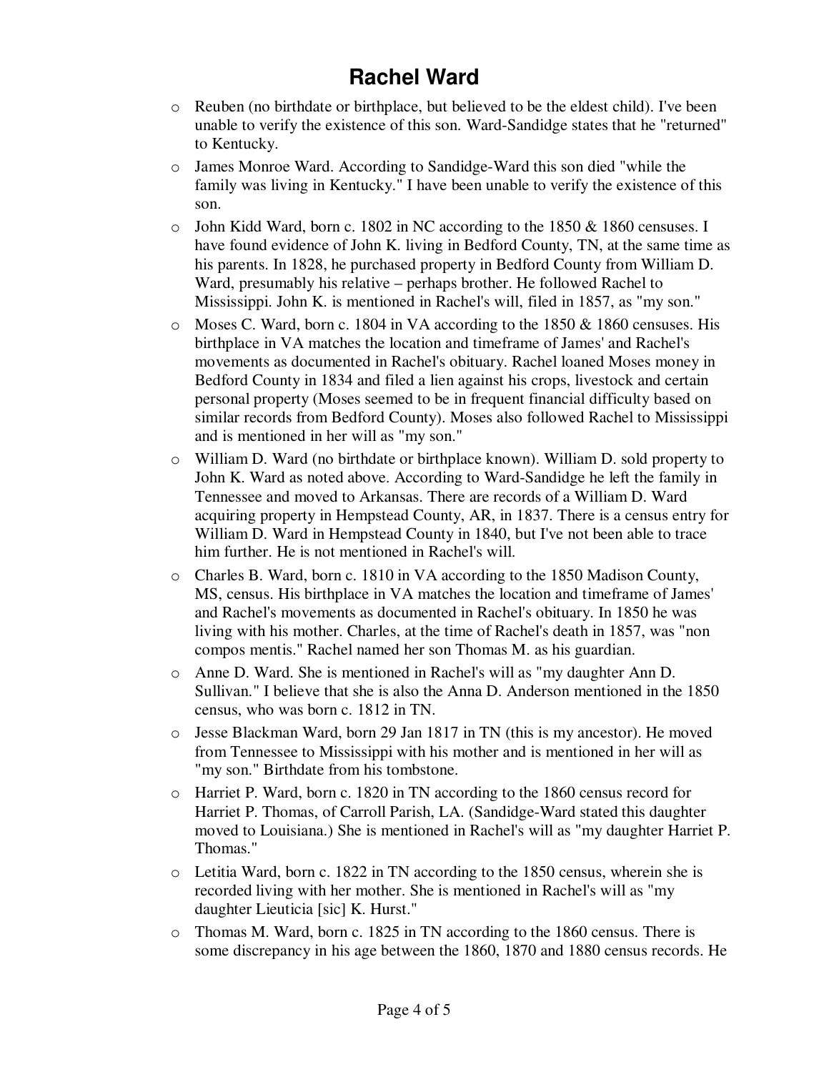# Rachel Ward

- Reuben (no birthdate or birthplace, but believed to be the eldest child). I've been unable to verify the existence of this son. Ward-Sandidge states that he "returned" to Kentucky.
- James Monroe Ward. According to Sandidge-Ward this son died "while the family was living in Kentucky." I have been unable to verify the existence of this son.
- John Kidd Ward, born c. 1802 in NC according to the 1850 & 1860 censuses. I have found evidence of John K. living in Bedford County, TN, at the same time as his parents. In 1828, he purchased property in Bedford County from William D. Ward, presumably his relative – perhaps brother. He followed Rachel to Mississippi. John K. is mentioned in Rachel's will, filed in 1857, as "my son."
- Moses C. Ward, born c. 1804 in VA according to the 1850 & 1860 censuses. His birthplace in VA matches the location and timeframe of James' and Rachel's movements as documented in Rachel's obituary. Rachel loaned Moses money in Bedford County in 1834 and filed a lien against his crops, livestock and certain personal property (Moses seemed to be in frequent financial difficulty based on similar records from Bedford County). Moses also followed Rachel to Mississippi and is mentioned in her will as "my son."
- William D. Ward (no birthdate or birthplace known). William D. sold property to John K. Ward as noted above. According to Ward-Sandidge he left the family in Tennessee and moved to Arkansas. There are records of a William D. Ward acquiring property in Hempstead County, AR, in 1837. There is a census entry for William D. Ward in Hempstead County in 1840, but I've not been able to trace him further. He is not mentioned in Rachel's will.
- Charles B. Ward, born c. 1810 in VA according to the 1850 Madison County, MS, census. His birthplace in VA matches the location and timeframe of James' and Rachel's movements as documented in Rachel's obituary. In 1850 he was living with his mother. Charles, at the time of Rachel's death in 1857, was "non compos mentis." Rachel named her son Thomas M. as his guardian.
- Anne D. Ward. She is mentioned in Rachel's will as "my daughter Ann D. Sullivan." I believe that she is also the Anna D. Anderson mentioned in the 1850 census, who was born c. 1812 in TN.
- Jesse Blackman Ward, born 29 Jan 1817 in TN (this is my ancestor). He moved from Tennessee to Mississippi with his mother and is mentioned in her will as "my son." Birthdate from his tombstone.
- Harriet P. Ward, born c. 1820 in TN according to the 1860 census record for Harriet P. Thomas, of Carroll Parish, LA. (Sandidge-Ward stated this daughter moved to Louisiana.) She is mentioned in Rachel's will as "my daughter Harriet P. Thomas."
- Letitia Ward, born c. 1822 in TN according to the 1850 census, wherein she is recorded living with her mother. She is mentioned in Rachel's will as "my daughter Lieuticia [sic] K. Hurst."
- Thomas M. Ward, born c. 1825 in TN according to the 1860 census. There is some discrepancy in his age between the 1860, 1870 and 1880 census records. He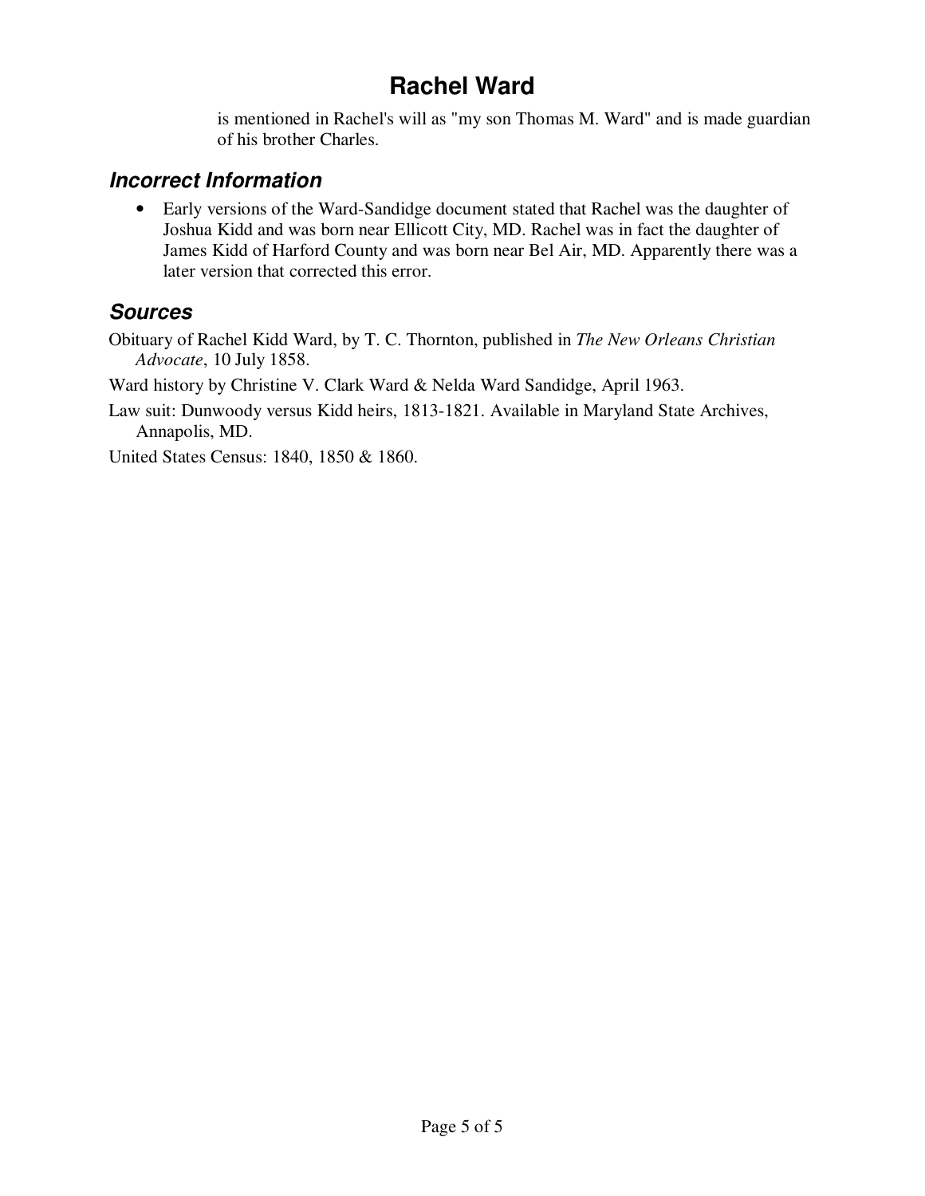is mentioned in Rachel's will as "my son Thomas M. Ward" and is made guardian of his brother Charles.

### *Incorrect Information*

- Early versions of the Ward-Sandidge document stated that Rachel was the daughter of Joshua Kidd and was born near Ellicott City, MD. Rachel was in fact the daughter of James Kidd of Harford County and was born near Bel Air, MD. Apparently there was a later version that corrected this error.

### *Sources*

Obituary of Rachel Kidd Ward, by T. C. Thornton, published in *The New Orleans Christian Advocate*, 10 July 1858.

Ward history by Christine V. Clark Ward & Nelda Ward Sandidge, April 1963.

Law suit: Dunwoody versus Kidd heirs, 1813-1821. Available in Maryland State Archives, Annapolis, MD.

United States Census: 1840, 1850 & 1860.